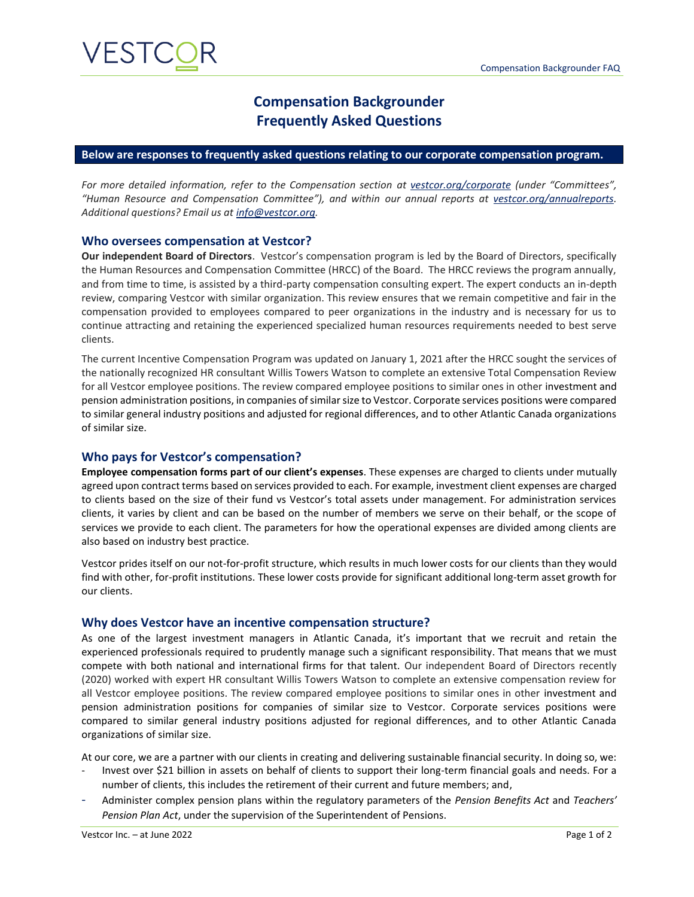# Compensation Backgrounder
# Frequently Asked Questions

**Below are responses to frequently asked questions relating to our corporate compensation program.**

*For more detailed information, refer to the Compensation section at [vestcor.org/corporate](vestcor.org/corporate) (under "Committees", "Human Resource and Compensation Committee"), and within our annual reports at [vestcor.org/annualreports](vestcor.org/annualreports). Additional questions? Email us at [info@vestcor.org](mailto:info@vestcor.org).*

## Who oversees compensation at Vestcor?

**Our independent Board of Directors**. Vestcor's compensation program is led by the Board of Directors, specifically the Human Resources and Compensation Committee (HRCC) of the Board. The HRCC reviews the program annually, and from time to time, is assisted by a third-party compensation consulting expert. The expert conducts an in-depth review, comparing Vestcor with similar organization. This review ensures that we remain competitive and fair in the compensation provided to employees compared to peer organizations in the industry and is necessary for us to continue attracting and retaining the experienced specialized human resources requirements needed to best serve clients.

The current Incentive Compensation Program was updated on January 1, 2021 after the HRCC sought the services of the nationally recognized HR consultant Willis Towers Watson to complete an extensive Total Compensation Review for all Vestcor employee positions. The review compared employee positions to similar ones in other investment and pension administration positions, in companies of similar size to Vestcor. Corporate services positions were compared to similar general industry positions and adjusted for regional differences, and to other Atlantic Canada organizations of similar size.

## Who pays for Vestcor's compensation?

**Employee compensation forms part of our client's expenses**. These expenses are charged to clients under mutually agreed upon contract terms based on services provided to each. For example, investment client expenses are charged to clients based on the size of their fund vs Vestcor's total assets under management. For administration services clients, it varies by client and can be based on the number of members we serve on their behalf, or the scope of services we provide to each client. The parameters for how the operational expenses are divided among clients are also based on industry best practice.

Vestcor prides itself on our not-for-profit structure, which results in much lower costs for our clients than they would find with other, for-profit institutions. These lower costs provide for significant additional long-term asset growth for our clients.

## Why does Vestcor have an incentive compensation structure?

As one of the largest investment managers in Atlantic Canada, it's important that we recruit and retain the experienced professionals required to prudently manage such a significant responsibility. That means that we must compete with both national and international firms for that talent. Our independent Board of Directors recently (2020) worked with expert HR consultant Willis Towers Watson to complete an extensive compensation review for all Vestcor employee positions. The review compared employee positions to similar ones in other investment and pension administration positions for companies of similar size to Vestcor. Corporate services positions were compared to similar general industry positions adjusted for regional differences, and to other Atlantic Canada organizations of similar size.

At our core, we are a partner with our clients in creating and delivering sustainable financial security. In doing so, we:

- Invest over $21 billion in assets on behalf of clients to support their long-term financial goals and needs. For a number of clients, this includes the retirement of their current and future members; and,
- Administer complex pension plans within the regulatory parameters of the *Pension Benefits Act* and *Teachers' Pension Plan Act*, under the supervision of the Superintendent of Pensions.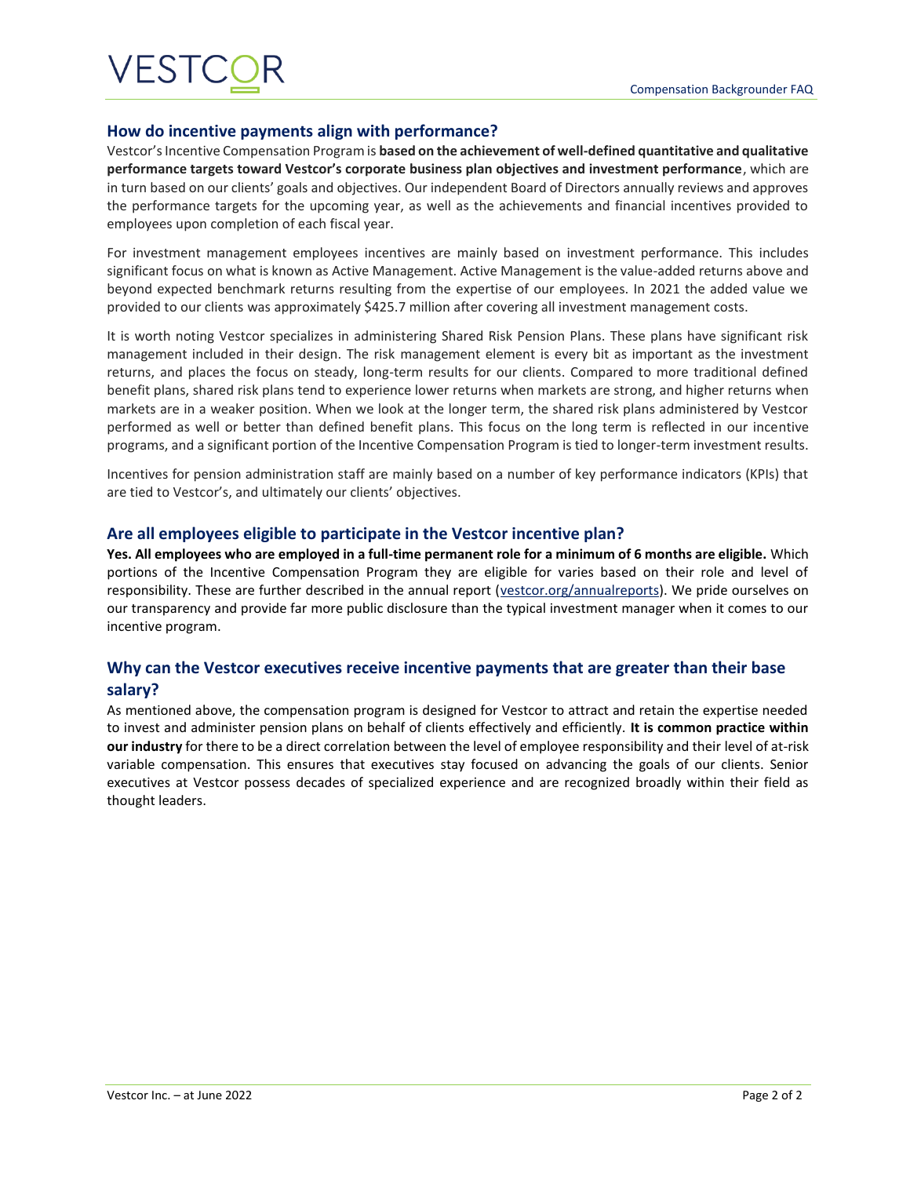## How do incentive payments align with performance?

Vestcor's Incentive Compensation Program is **based on the achievement of well-defined quantitative and qualitative performance targets toward Vestcor's corporate business plan objectives and investment performance**, which are in turn based on our clients' goals and objectives. Our independent Board of Directors annually reviews and approves the performance targets for the upcoming year, as well as the achievements and financial incentives provided to employees upon completion of each fiscal year.

For investment management employees incentives are mainly based on investment performance. This includes significant focus on what is known as Active Management. Active Management is the value-added returns above and beyond expected benchmark returns resulting from the expertise of our employees. In 2021 the added value we provided to our clients was approximately $425.7 million after covering all investment management costs.

It is worth noting Vestcor specializes in administering Shared Risk Pension Plans. These plans have significant risk management included in their design. The risk management element is every bit as important as the investment returns, and places the focus on steady, long-term results for our clients. Compared to more traditional defined benefit plans, shared risk plans tend to experience lower returns when markets are strong, and higher returns when markets are in a weaker position. When we look at the longer term, the shared risk plans administered by Vestcor performed as well or better than defined benefit plans. This focus on the long term is reflected in our incentive programs, and a significant portion of the Incentive Compensation Program is tied to longer-term investment results.

Incentives for pension administration staff are mainly based on a number of key performance indicators (KPIs) that are tied to Vestcor's, and ultimately our clients' objectives.

## Are all employees eligible to participate in the Vestcor incentive plan?

**Yes. All employees who are employed in a full-time permanent role for a minimum of 6 months are eligible.** Which portions of the Incentive Compensation Program they are eligible for varies based on their role and level of responsibility. These are further described in the annual report (vestcor.org/annualreports). We pride ourselves on our transparency and provide far more public disclosure than the typical investment manager when it comes to our incentive program.

## Why can the Vestcor executives receive incentive payments that are greater than their base salary?

As mentioned above, the compensation program is designed for Vestcor to attract and retain the expertise needed to invest and administer pension plans on behalf of clients effectively and efficiently. **It is common practice within our industry** for there to be a direct correlation between the level of employee responsibility and their level of at-risk variable compensation. This ensures that executives stay focused on advancing the goals of our clients. Senior executives at Vestcor possess decades of specialized experience and are recognized broadly within their field as thought leaders.